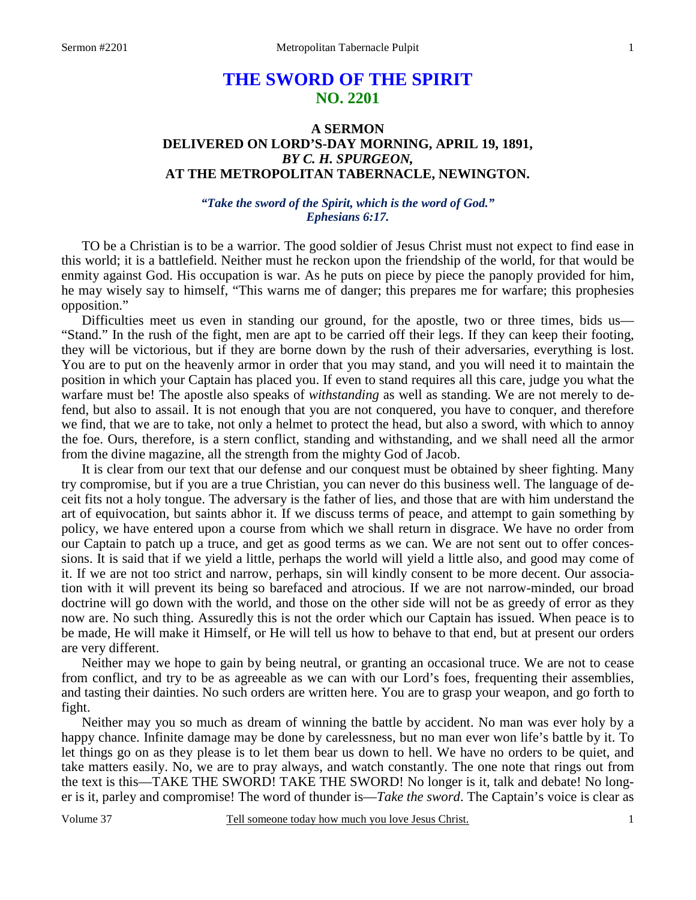# THE SWORD OF THE SPIRIT
## NO. 2201

### A SERMON
### DELIVERED ON LORD'S-DAY MORNING, APRIL 19, 1891,
### *BY C. H. SPURGEON,*
### AT THE METROPOLITAN TABERNACLE, NEWINGTON.

***"Take the sword of the Spirit, which is the word of God." Ephesians 6:17.***

TO be a Christian is to be a warrior. The good soldier of Jesus Christ must not expect to find ease in this world; it is a battlefield. Neither must he reckon upon the friendship of the world, for that would be enmity against God. His occupation is war. As he puts on piece by piece the panoply provided for him, he may wisely say to himself, "This warns me of danger; this prepares me for warfare; this prophesies opposition."

Difficulties meet us even in standing our ground, for the apostle, two or three times, bids us—"Stand." In the rush of the fight, men are apt to be carried off their legs. If they can keep their footing, they will be victorious, but if they are borne down by the rush of their adversaries, everything is lost. You are to put on the heavenly armor in order that you may stand, and you will need it to maintain the position in which your Captain has placed you. If even to stand requires all this care, judge you what the warfare must be! The apostle also speaks of *withstanding* as well as standing. We are not merely to defend, but also to assail. It is not enough that you are not conquered, you have to conquer, and therefore we find, that we are to take, not only a helmet to protect the head, but also a sword, with which to annoy the foe. Ours, therefore, is a stern conflict, standing and withstanding, and we shall need all the armor from the divine magazine, all the strength from the mighty God of Jacob.

It is clear from our text that our defense and our conquest must be obtained by sheer fighting. Many try compromise, but if you are a true Christian, you can never do this business well. The language of deceit fits not a holy tongue. The adversary is the father of lies, and those that are with him understand the art of equivocation, but saints abhor it. If we discuss terms of peace, and attempt to gain something by policy, we have entered upon a course from which we shall return in disgrace. We have no order from our Captain to patch up a truce, and get as good terms as we can. We are not sent out to offer concessions. It is said that if we yield a little, perhaps the world will yield a little also, and good may come of it. If we are not too strict and narrow, perhaps, sin will kindly consent to be more decent. Our association with it will prevent its being so barefaced and atrocious. If we are not narrow-minded, our broad doctrine will go down with the world, and those on the other side will not be as greedy of error as they now are. No such thing. Assuredly this is not the order which our Captain has issued. When peace is to be made, He will make it Himself, or He will tell us how to behave to that end, but at present our orders are very different.

Neither may we hope to gain by being neutral, or granting an occasional truce. We are not to cease from conflict, and try to be as agreeable as we can with our Lord's foes, frequenting their assemblies, and tasting their dainties. No such orders are written here. You are to grasp your weapon, and go forth to fight.

Neither may you so much as dream of winning the battle by accident. No man was ever holy by a happy chance. Infinite damage may be done by carelessness, but no man ever won life's battle by it. To let things go on as they please is to let them bear us down to hell. We have no orders to be quiet, and take matters easily. No, we are to pray always, and watch constantly. The one note that rings out from the text is this—TAKE THE SWORD! TAKE THE SWORD! No longer is it, talk and debate! No longer is it, parley and compromise! The word of thunder is—*Take the sword*. The Captain's voice is clear as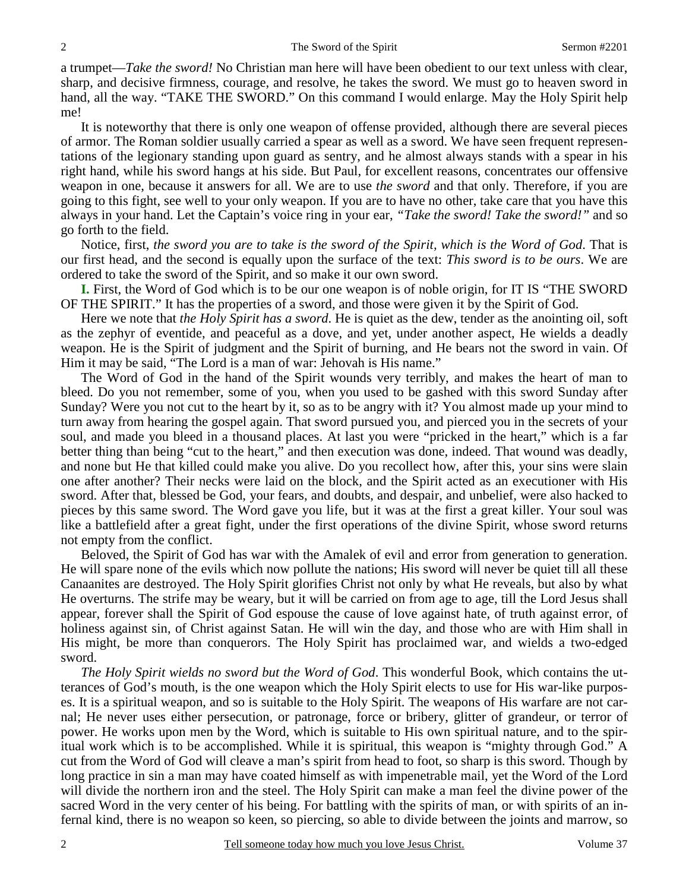a trumpet—*Take the sword!* No Christian man here will have been obedient to our text unless with clear, sharp, and decisive firmness, courage, and resolve, he takes the sword. We must go to heaven sword in hand, all the way. "TAKE THE SWORD." On this command I would enlarge. May the Holy Spirit help me!

It is noteworthy that there is only one weapon of offense provided, although there are several pieces of armor. The Roman soldier usually carried a spear as well as a sword. We have seen frequent representations of the legionary standing upon guard as sentry, and he almost always stands with a spear in his right hand, while his sword hangs at his side. But Paul, for excellent reasons, concentrates our offensive weapon in one, because it answers for all. We are to use *the sword* and that only. Therefore, if you are going to this fight, see well to your only weapon. If you are to have no other, take care that you have this always in your hand. Let the Captain's voice ring in your ear, *"Take the sword! Take the sword!"* and so go forth to the field.

Notice, first, *the sword you are to take is the sword of the Spirit, which is the Word of God*. That is our first head, and the second is equally upon the surface of the text: *This sword is to be ours*. We are ordered to take the sword of the Spirit, and so make it our own sword.

**I.** First, the Word of God which is to be our one weapon is of noble origin, for IT IS "THE SWORD OF THE SPIRIT." It has the properties of a sword, and those were given it by the Spirit of God.

Here we note that *the Holy Spirit has a sword*. He is quiet as the dew, tender as the anointing oil, soft as the zephyr of eventide, and peaceful as a dove, and yet, under another aspect, He wields a deadly weapon. He is the Spirit of judgment and the Spirit of burning, and He bears not the sword in vain. Of Him it may be said, "The Lord is a man of war: Jehovah is His name."

The Word of God in the hand of the Spirit wounds very terribly, and makes the heart of man to bleed. Do you not remember, some of you, when you used to be gashed with this sword Sunday after Sunday? Were you not cut to the heart by it, so as to be angry with it? You almost made up your mind to turn away from hearing the gospel again. That sword pursued you, and pierced you in the secrets of your soul, and made you bleed in a thousand places. At last you were "pricked in the heart," which is a far better thing than being "cut to the heart," and then execution was done, indeed. That wound was deadly, and none but He that killed could make you alive. Do you recollect how, after this, your sins were slain one after another? Their necks were laid on the block, and the Spirit acted as an executioner with His sword. After that, blessed be God, your fears, and doubts, and despair, and unbelief, were also hacked to pieces by this same sword. The Word gave you life, but it was at the first a great killer. Your soul was like a battlefield after a great fight, under the first operations of the divine Spirit, whose sword returns not empty from the conflict.

Beloved, the Spirit of God has war with the Amalek of evil and error from generation to generation. He will spare none of the evils which now pollute the nations; His sword will never be quiet till all these Canaanites are destroyed. The Holy Spirit glorifies Christ not only by what He reveals, but also by what He overturns. The strife may be weary, but it will be carried on from age to age, till the Lord Jesus shall appear, forever shall the Spirit of God espouse the cause of love against hate, of truth against error, of holiness against sin, of Christ against Satan. He will win the day, and those who are with Him shall in His might, be more than conquerors. The Holy Spirit has proclaimed war, and wields a two-edged sword.

*The Holy Spirit wields no sword but the Word of God*. This wonderful Book, which contains the utterances of God's mouth, is the one weapon which the Holy Spirit elects to use for His war-like purposes. It is a spiritual weapon, and so is suitable to the Holy Spirit. The weapons of His warfare are not carnal; He never uses either persecution, or patronage, force or bribery, glitter of grandeur, or terror of power. He works upon men by the Word, which is suitable to His own spiritual nature, and to the spiritual work which is to be accomplished. While it is spiritual, this weapon is "mighty through God." A cut from the Word of God will cleave a man's spirit from head to foot, so sharp is this sword. Though by long practice in sin a man may have coated himself as with impenetrable mail, yet the Word of the Lord will divide the northern iron and the steel. The Holy Spirit can make a man feel the divine power of the sacred Word in the very center of his being. For battling with the spirits of man, or with spirits of an infernal kind, there is no weapon so keen, so piercing, so able to divide between the joints and marrow, so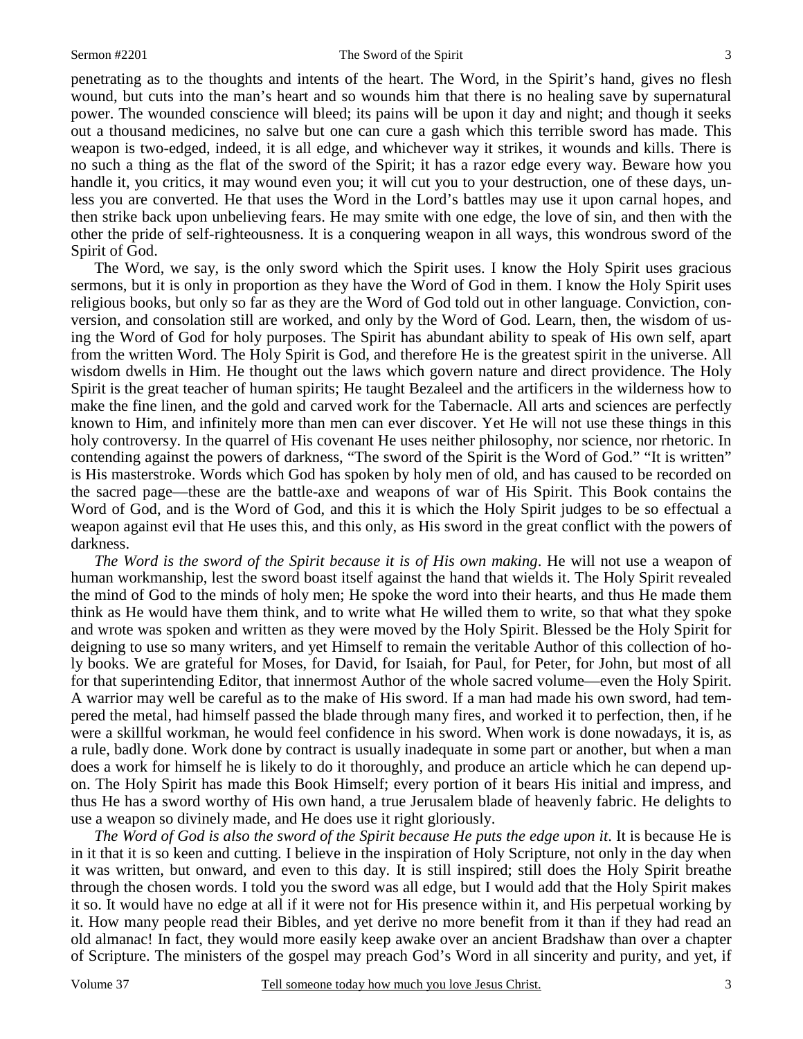penetrating as to the thoughts and intents of the heart. The Word, in the Spirit's hand, gives no flesh wound, but cuts into the man's heart and so wounds him that there is no healing save by supernatural power. The wounded conscience will bleed; its pains will be upon it day and night; and though it seeks out a thousand medicines, no salve but one can cure a gash which this terrible sword has made. This weapon is two-edged, indeed, it is all edge, and whichever way it strikes, it wounds and kills. There is no such a thing as the flat of the sword of the Spirit; it has a razor edge every way. Beware how you handle it, you critics, it may wound even you; it will cut you to your destruction, one of these days, unless you are converted. He that uses the Word in the Lord's battles may use it upon carnal hopes, and then strike back upon unbelieving fears. He may smite with one edge, the love of sin, and then with the other the pride of self-righteousness. It is a conquering weapon in all ways, this wondrous sword of the Spirit of God.

The Word, we say, is the only sword which the Spirit uses. I know the Holy Spirit uses gracious sermons, but it is only in proportion as they have the Word of God in them. I know the Holy Spirit uses religious books, but only so far as they are the Word of God told out in other language. Conviction, conversion, and consolation still are worked, and only by the Word of God. Learn, then, the wisdom of using the Word of God for holy purposes. The Spirit has abundant ability to speak of His own self, apart from the written Word. The Holy Spirit is God, and therefore He is the greatest spirit in the universe. All wisdom dwells in Him. He thought out the laws which govern nature and direct providence. The Holy Spirit is the great teacher of human spirits; He taught Bezaleel and the artificers in the wilderness how to make the fine linen, and the gold and carved work for the Tabernacle. All arts and sciences are perfectly known to Him, and infinitely more than men can ever discover. Yet He will not use these things in this holy controversy. In the quarrel of His covenant He uses neither philosophy, nor science, nor rhetoric. In contending against the powers of darkness, "The sword of the Spirit is the Word of God." "It is written" is His masterstroke. Words which God has spoken by holy men of old, and has caused to be recorded on the sacred page—these are the battle-axe and weapons of war of His Spirit. This Book contains the Word of God, and is the Word of God, and this it is which the Holy Spirit judges to be so effectual a weapon against evil that He uses this, and this only, as His sword in the great conflict with the powers of darkness.

*The Word is the sword of the Spirit because it is of His own making*. He will not use a weapon of human workmanship, lest the sword boast itself against the hand that wields it. The Holy Spirit revealed the mind of God to the minds of holy men; He spoke the word into their hearts, and thus He made them think as He would have them think, and to write what He willed them to write, so that what they spoke and wrote was spoken and written as they were moved by the Holy Spirit. Blessed be the Holy Spirit for deigning to use so many writers, and yet Himself to remain the veritable Author of this collection of holy books. We are grateful for Moses, for David, for Isaiah, for Paul, for Peter, for John, but most of all for that superintending Editor, that innermost Author of the whole sacred volume—even the Holy Spirit. A warrior may well be careful as to the make of His sword. If a man had made his own sword, had tempered the metal, had himself passed the blade through many fires, and worked it to perfection, then, if he were a skillful workman, he would feel confidence in his sword. When work is done nowadays, it is, as a rule, badly done. Work done by contract is usually inadequate in some part or another, but when a man does a work for himself he is likely to do it thoroughly, and produce an article which he can depend upon. The Holy Spirit has made this Book Himself; every portion of it bears His initial and impress, and thus He has a sword worthy of His own hand, a true Jerusalem blade of heavenly fabric. He delights to use a weapon so divinely made, and He does use it right gloriously.

*The Word of God is also the sword of the Spirit because He puts the edge upon it*. It is because He is in it that it is so keen and cutting. I believe in the inspiration of Holy Scripture, not only in the day when it was written, but onward, and even to this day. It is still inspired; still does the Holy Spirit breathe through the chosen words. I told you the sword was all edge, but I would add that the Holy Spirit makes it so. It would have no edge at all if it were not for His presence within it, and His perpetual working by it. How many people read their Bibles, and yet derive no more benefit from it than if they had read an old almanac! In fact, they would more easily keep awake over an ancient Bradshaw than over a chapter of Scripture. The ministers of the gospel may preach God's Word in all sincerity and purity, and yet, if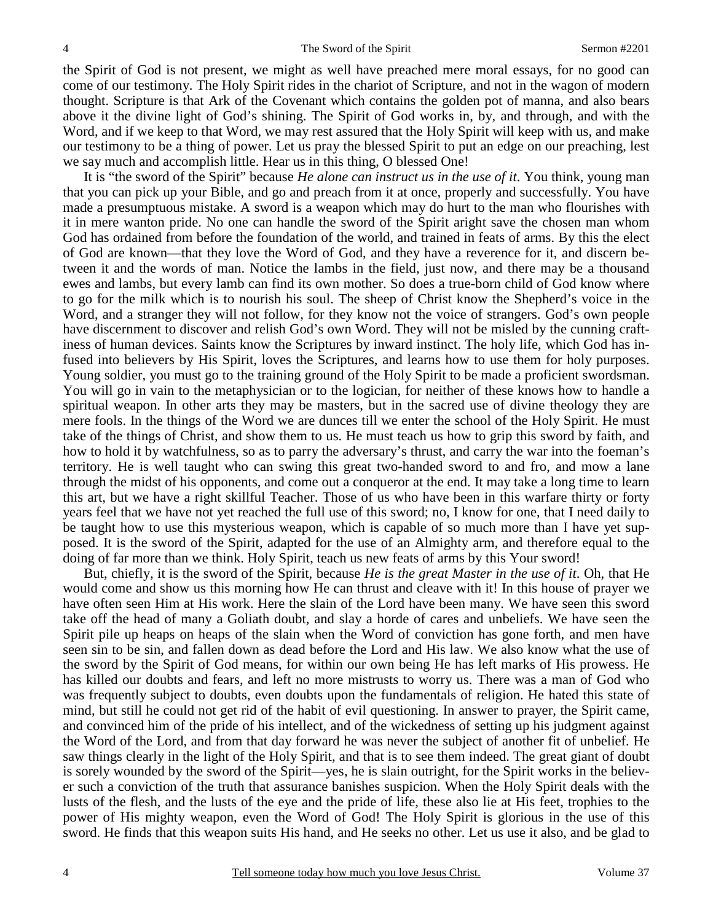the Spirit of God is not present, we might as well have preached mere moral essays, for no good can come of our testimony. The Holy Spirit rides in the chariot of Scripture, and not in the wagon of modern thought. Scripture is that Ark of the Covenant which contains the golden pot of manna, and also bears above it the divine light of God's shining. The Spirit of God works in, by, and through, and with the Word, and if we keep to that Word, we may rest assured that the Holy Spirit will keep with us, and make our testimony to be a thing of power. Let us pray the blessed Spirit to put an edge on our preaching, lest we say much and accomplish little. Hear us in this thing, O blessed One!

It is "the sword of the Spirit" because *He alone can instruct us in the use of it*. You think, young man that you can pick up your Bible, and go and preach from it at once, properly and successfully. You have made a presumptuous mistake. A sword is a weapon which may do hurt to the man who flourishes with it in mere wanton pride. No one can handle the sword of the Spirit aright save the chosen man whom God has ordained from before the foundation of the world, and trained in feats of arms. By this the elect of God are known—that they love the Word of God, and they have a reverence for it, and discern between it and the words of man. Notice the lambs in the field, just now, and there may be a thousand ewes and lambs, but every lamb can find its own mother. So does a true-born child of God know where to go for the milk which is to nourish his soul. The sheep of Christ know the Shepherd's voice in the Word, and a stranger they will not follow, for they know not the voice of strangers. God's own people have discernment to discover and relish God's own Word. They will not be misled by the cunning craftiness of human devices. Saints know the Scriptures by inward instinct. The holy life, which God has infused into believers by His Spirit, loves the Scriptures, and learns how to use them for holy purposes. Young soldier, you must go to the training ground of the Holy Spirit to be made a proficient swordsman. You will go in vain to the metaphysician or to the logician, for neither of these knows how to handle a spiritual weapon. In other arts they may be masters, but in the sacred use of divine theology they are mere fools. In the things of the Word we are dunces till we enter the school of the Holy Spirit. He must take of the things of Christ, and show them to us. He must teach us how to grip this sword by faith, and how to hold it by watchfulness, so as to parry the adversary's thrust, and carry the war into the foeman's territory. He is well taught who can swing this great two-handed sword to and fro, and mow a lane through the midst of his opponents, and come out a conqueror at the end. It may take a long time to learn this art, but we have a right skillful Teacher. Those of us who have been in this warfare thirty or forty years feel that we have not yet reached the full use of this sword; no, I know for one, that I need daily to be taught how to use this mysterious weapon, which is capable of so much more than I have yet supposed. It is the sword of the Spirit, adapted for the use of an Almighty arm, and therefore equal to the doing of far more than we think. Holy Spirit, teach us new feats of arms by this Your sword!

But, chiefly, it is the sword of the Spirit, because *He is the great Master in the use of it*. Oh, that He would come and show us this morning how He can thrust and cleave with it! In this house of prayer we have often seen Him at His work. Here the slain of the Lord have been many. We have seen this sword take off the head of many a Goliath doubt, and slay a horde of cares and unbeliefs. We have seen the Spirit pile up heaps on heaps of the slain when the Word of conviction has gone forth, and men have seen sin to be sin, and fallen down as dead before the Lord and His law. We also know what the use of the sword by the Spirit of God means, for within our own being He has left marks of His prowess. He has killed our doubts and fears, and left no more mistrusts to worry us. There was a man of God who was frequently subject to doubts, even doubts upon the fundamentals of religion. He hated this state of mind, but still he could not get rid of the habit of evil questioning. In answer to prayer, the Spirit came, and convinced him of the pride of his intellect, and of the wickedness of setting up his judgment against the Word of the Lord, and from that day forward he was never the subject of another fit of unbelief. He saw things clearly in the light of the Holy Spirit, and that is to see them indeed. The great giant of doubt is sorely wounded by the sword of the Spirit—yes, he is slain outright, for the Spirit works in the believer such a conviction of the truth that assurance banishes suspicion. When the Holy Spirit deals with the lusts of the flesh, and the lusts of the eye and the pride of life, these also lie at His feet, trophies to the power of His mighty weapon, even the Word of God! The Holy Spirit is glorious in the use of this sword. He finds that this weapon suits His hand, and He seeks no other. Let us use it also, and be glad to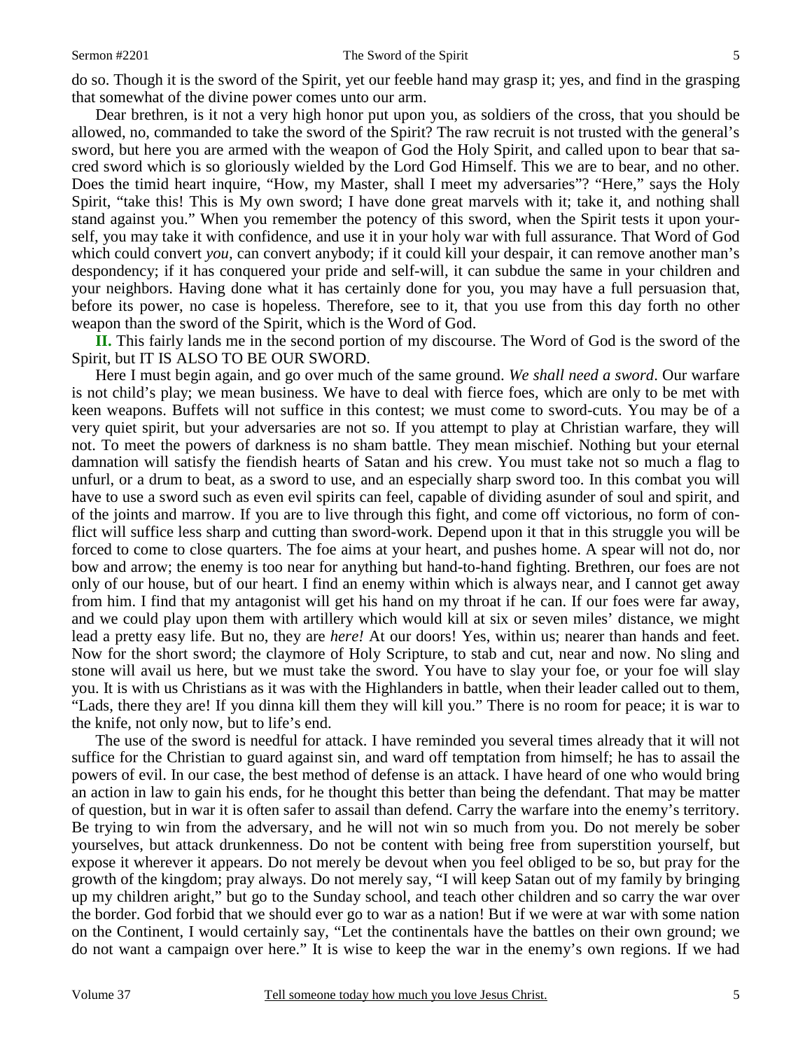do so. Though it is the sword of the Spirit, yet our feeble hand may grasp it; yes, and find in the grasping that somewhat of the divine power comes unto our arm.

Dear brethren, is it not a very high honor put upon you, as soldiers of the cross, that you should be allowed, no, commanded to take the sword of the Spirit? The raw recruit is not trusted with the general's sword, but here you are armed with the weapon of God the Holy Spirit, and called upon to bear that sacred sword which is so gloriously wielded by the Lord God Himself. This we are to bear, and no other. Does the timid heart inquire, "How, my Master, shall I meet my adversaries"? "Here," says the Holy Spirit, "take this! This is My own sword; I have done great marvels with it; take it, and nothing shall stand against you." When you remember the potency of this sword, when the Spirit tests it upon yourself, you may take it with confidence, and use it in your holy war with full assurance. That Word of God which could convert *you,* can convert anybody; if it could kill your despair, it can remove another man's despondency; if it has conquered your pride and self-will, it can subdue the same in your children and your neighbors. Having done what it has certainly done for you, you may have a full persuasion that, before its power, no case is hopeless. Therefore, see to it, that you use from this day forth no other weapon than the sword of the Spirit, which is the Word of God.

**II.** This fairly lands me in the second portion of my discourse. The Word of God is the sword of the Spirit, but IT IS ALSO TO BE OUR SWORD.

Here I must begin again, and go over much of the same ground. *We shall need a sword*. Our warfare is not child's play; we mean business. We have to deal with fierce foes, which are only to be met with keen weapons. Buffets will not suffice in this contest; we must come to sword-cuts. You may be of a very quiet spirit, but your adversaries are not so. If you attempt to play at Christian warfare, they will not. To meet the powers of darkness is no sham battle. They mean mischief. Nothing but your eternal damnation will satisfy the fiendish hearts of Satan and his crew. You must take not so much a flag to unfurl, or a drum to beat, as a sword to use, and an especially sharp sword too. In this combat you will have to use a sword such as even evil spirits can feel, capable of dividing asunder of soul and spirit, and of the joints and marrow. If you are to live through this fight, and come off victorious, no form of conflict will suffice less sharp and cutting than sword-work. Depend upon it that in this struggle you will be forced to come to close quarters. The foe aims at your heart, and pushes home. A spear will not do, nor bow and arrow; the enemy is too near for anything but hand-to-hand fighting. Brethren, our foes are not only of our house, but of our heart. I find an enemy within which is always near, and I cannot get away from him. I find that my antagonist will get his hand on my throat if he can. If our foes were far away, and we could play upon them with artillery which would kill at six or seven miles' distance, we might lead a pretty easy life. But no, they are *here!* At our doors! Yes, within us; nearer than hands and feet. Now for the short sword; the claymore of Holy Scripture, to stab and cut, near and now. No sling and stone will avail us here, but we must take the sword. You have to slay your foe, or your foe will slay you. It is with us Christians as it was with the Highlanders in battle, when their leader called out to them, "Lads, there they are! If you dinna kill them they will kill you." There is no room for peace; it is war to the knife, not only now, but to life's end.

The use of the sword is needful for attack. I have reminded you several times already that it will not suffice for the Christian to guard against sin, and ward off temptation from himself; he has to assail the powers of evil. In our case, the best method of defense is an attack. I have heard of one who would bring an action in law to gain his ends, for he thought this better than being the defendant. That may be matter of question, but in war it is often safer to assail than defend. Carry the warfare into the enemy's territory. Be trying to win from the adversary, and he will not win so much from you. Do not merely be sober yourselves, but attack drunkenness. Do not be content with being free from superstition yourself, but expose it wherever it appears. Do not merely be devout when you feel obliged to be so, but pray for the growth of the kingdom; pray always. Do not merely say, "I will keep Satan out of my family by bringing up my children aright," but go to the Sunday school, and teach other children and so carry the war over the border. God forbid that we should ever go to war as a nation! But if we were at war with some nation on the Continent, I would certainly say, "Let the continentals have the battles on their own ground; we do not want a campaign over here." It is wise to keep the war in the enemy's own regions. If we had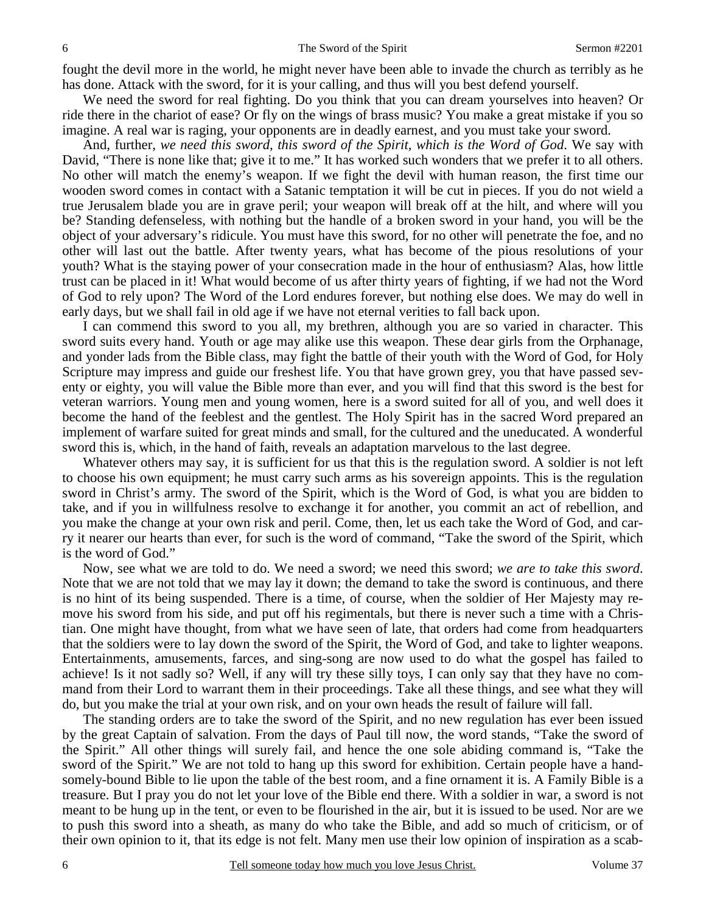fought the devil more in the world, he might never have been able to invade the church as terribly as he has done. Attack with the sword, for it is your calling, and thus will you best defend yourself.

We need the sword for real fighting. Do you think that you can dream yourselves into heaven? Or ride there in the chariot of ease? Or fly on the wings of brass music? You make a great mistake if you so imagine. A real war is raging, your opponents are in deadly earnest, and you must take your sword.

And, further, *we need this sword, this sword of the Spirit, which is the Word of God*. We say with David, "There is none like that; give it to me." It has worked such wonders that we prefer it to all others. No other will match the enemy's weapon. If we fight the devil with human reason, the first time our wooden sword comes in contact with a Satanic temptation it will be cut in pieces. If you do not wield a true Jerusalem blade you are in grave peril; your weapon will break off at the hilt, and where will you be? Standing defenseless, with nothing but the handle of a broken sword in your hand, you will be the object of your adversary's ridicule. You must have this sword, for no other will penetrate the foe, and no other will last out the battle. After twenty years, what has become of the pious resolutions of your youth? What is the staying power of your consecration made in the hour of enthusiasm? Alas, how little trust can be placed in it! What would become of us after thirty years of fighting, if we had not the Word of God to rely upon? The Word of the Lord endures forever, but nothing else does. We may do well in early days, but we shall fail in old age if we have not eternal verities to fall back upon.

I can commend this sword to you all, my brethren, although you are so varied in character. This sword suits every hand. Youth or age may alike use this weapon. These dear girls from the Orphanage, and yonder lads from the Bible class, may fight the battle of their youth with the Word of God, for Holy Scripture may impress and guide our freshest life. You that have grown grey, you that have passed seventy or eighty, you will value the Bible more than ever, and you will find that this sword is the best for veteran warriors. Young men and young women, here is a sword suited for all of you, and well does it become the hand of the feeblest and the gentlest. The Holy Spirit has in the sacred Word prepared an implement of warfare suited for great minds and small, for the cultured and the uneducated. A wonderful sword this is, which, in the hand of faith, reveals an adaptation marvelous to the last degree.

Whatever others may say, it is sufficient for us that this is the regulation sword. A soldier is not left to choose his own equipment; he must carry such arms as his sovereign appoints. This is the regulation sword in Christ's army. The sword of the Spirit, which is the Word of God, is what you are bidden to take, and if you in willfulness resolve to exchange it for another, you commit an act of rebellion, and you make the change at your own risk and peril. Come, then, let us each take the Word of God, and carry it nearer our hearts than ever, for such is the word of command, "Take the sword of the Spirit, which is the word of God."

Now, see what we are told to do. We need a sword; we need this sword; *we are to take this sword*. Note that we are not told that we may lay it down; the demand to take the sword is continuous, and there is no hint of its being suspended. There is a time, of course, when the soldier of Her Majesty may remove his sword from his side, and put off his regimentals, but there is never such a time with a Christian. One might have thought, from what we have seen of late, that orders had come from headquarters that the soldiers were to lay down the sword of the Spirit, the Word of God, and take to lighter weapons. Entertainments, amusements, farces, and sing-song are now used to do what the gospel has failed to achieve! Is it not sadly so? Well, if any will try these silly toys, I can only say that they have no command from their Lord to warrant them in their proceedings. Take all these things, and see what they will do, but you make the trial at your own risk, and on your own heads the result of failure will fall.

The standing orders are to take the sword of the Spirit, and no new regulation has ever been issued by the great Captain of salvation. From the days of Paul till now, the word stands, "Take the sword of the Spirit." All other things will surely fail, and hence the one sole abiding command is, "Take the sword of the Spirit." We are not told to hang up this sword for exhibition. Certain people have a handsomely-bound Bible to lie upon the table of the best room, and a fine ornament it is. A Family Bible is a treasure. But I pray you do not let your love of the Bible end there. With a soldier in war, a sword is not meant to be hung up in the tent, or even to be flourished in the air, but it is issued to be used. Nor are we to push this sword into a sheath, as many do who take the Bible, and add so much of criticism, or of their own opinion to it, that its edge is not felt. Many men use their low opinion of inspiration as a scab-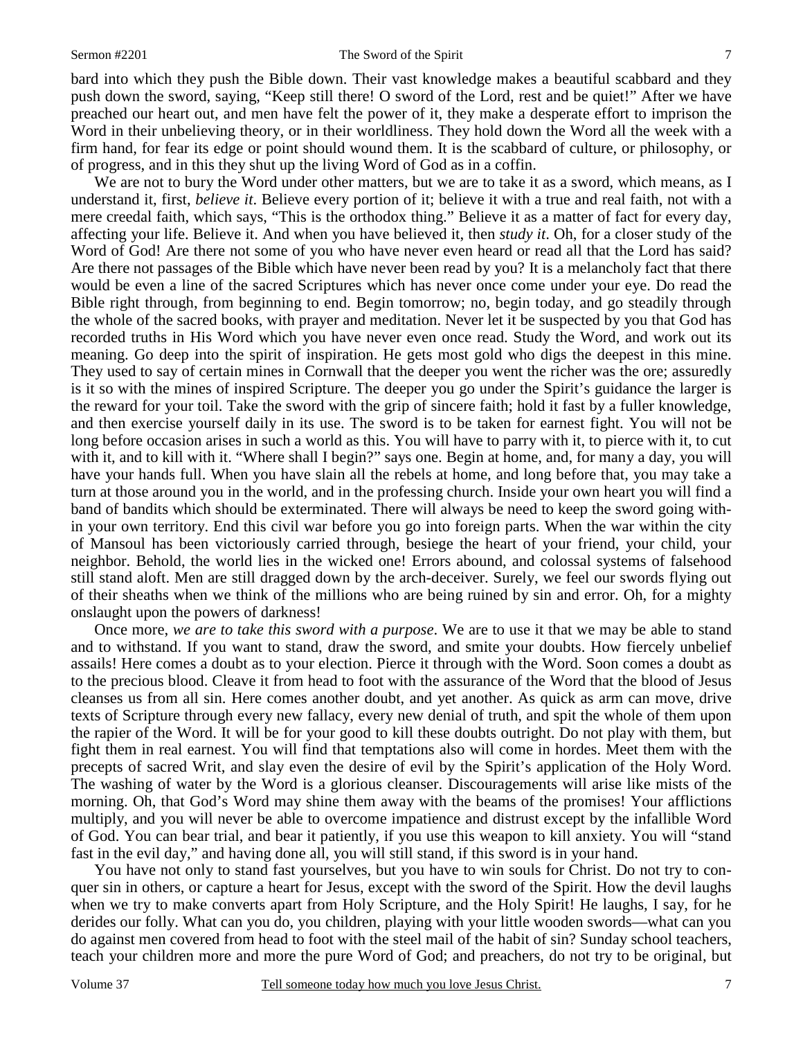bard into which they push the Bible down. Their vast knowledge makes a beautiful scabbard and they push down the sword, saying, "Keep still there! O sword of the Lord, rest and be quiet!" After we have preached our heart out, and men have felt the power of it, they make a desperate effort to imprison the Word in their unbelieving theory, or in their worldliness. They hold down the Word all the week with a firm hand, for fear its edge or point should wound them. It is the scabbard of culture, or philosophy, or of progress, and in this they shut up the living Word of God as in a coffin.

We are not to bury the Word under other matters, but we are to take it as a sword, which means, as I understand it, first, *believe it*. Believe every portion of it; believe it with a true and real faith, not with a mere creedal faith, which says, "This is the orthodox thing." Believe it as a matter of fact for every day, affecting your life. Believe it. And when you have believed it, then *study it*. Oh, for a closer study of the Word of God! Are there not some of you who have never even heard or read all that the Lord has said? Are there not passages of the Bible which have never been read by you? It is a melancholy fact that there would be even a line of the sacred Scriptures which has never once come under your eye. Do read the Bible right through, from beginning to end. Begin tomorrow; no, begin today, and go steadily through the whole of the sacred books, with prayer and meditation. Never let it be suspected by you that God has recorded truths in His Word which you have never even once read. Study the Word, and work out its meaning. Go deep into the spirit of inspiration. He gets most gold who digs the deepest in this mine. They used to say of certain mines in Cornwall that the deeper you went the richer was the ore; assuredly is it so with the mines of inspired Scripture. The deeper you go under the Spirit's guidance the larger is the reward for your toil. Take the sword with the grip of sincere faith; hold it fast by a fuller knowledge, and then exercise yourself daily in its use. The sword is to be taken for earnest fight. You will not be long before occasion arises in such a world as this. You will have to parry with it, to pierce with it, to cut with it, and to kill with it. "Where shall I begin?" says one. Begin at home, and, for many a day, you will have your hands full. When you have slain all the rebels at home, and long before that, you may take a turn at those around you in the world, and in the professing church. Inside your own heart you will find a band of bandits which should be exterminated. There will always be need to keep the sword going within your own territory. End this civil war before you go into foreign parts. When the war within the city of Mansoul has been victoriously carried through, besiege the heart of your friend, your child, your neighbor. Behold, the world lies in the wicked one! Errors abound, and colossal systems of falsehood still stand aloft. Men are still dragged down by the arch-deceiver. Surely, we feel our swords flying out of their sheaths when we think of the millions who are being ruined by sin and error. Oh, for a mighty onslaught upon the powers of darkness!

Once more, *we are to take this sword with a purpose*. We are to use it that we may be able to stand and to withstand. If you want to stand, draw the sword, and smite your doubts. How fiercely unbelief assails! Here comes a doubt as to your election. Pierce it through with the Word. Soon comes a doubt as to the precious blood. Cleave it from head to foot with the assurance of the Word that the blood of Jesus cleanses us from all sin. Here comes another doubt, and yet another. As quick as arm can move, drive texts of Scripture through every new fallacy, every new denial of truth, and spit the whole of them upon the rapier of the Word. It will be for your good to kill these doubts outright. Do not play with them, but fight them in real earnest. You will find that temptations also will come in hordes. Meet them with the precepts of sacred Writ, and slay even the desire of evil by the Spirit's application of the Holy Word. The washing of water by the Word is a glorious cleanser. Discouragements will arise like mists of the morning. Oh, that God's Word may shine them away with the beams of the promises! Your afflictions multiply, and you will never be able to overcome impatience and distrust except by the infallible Word of God. You can bear trial, and bear it patiently, if you use this weapon to kill anxiety. You will "stand fast in the evil day," and having done all, you will still stand, if this sword is in your hand.

You have not only to stand fast yourselves, but you have to win souls for Christ. Do not try to conquer sin in others, or capture a heart for Jesus, except with the sword of the Spirit. How the devil laughs when we try to make converts apart from Holy Scripture, and the Holy Spirit! He laughs, I say, for he derides our folly. What can you do, you children, playing with your little wooden swords—what can you do against men covered from head to foot with the steel mail of the habit of sin? Sunday school teachers, teach your children more and more the pure Word of God; and preachers, do not try to be original, but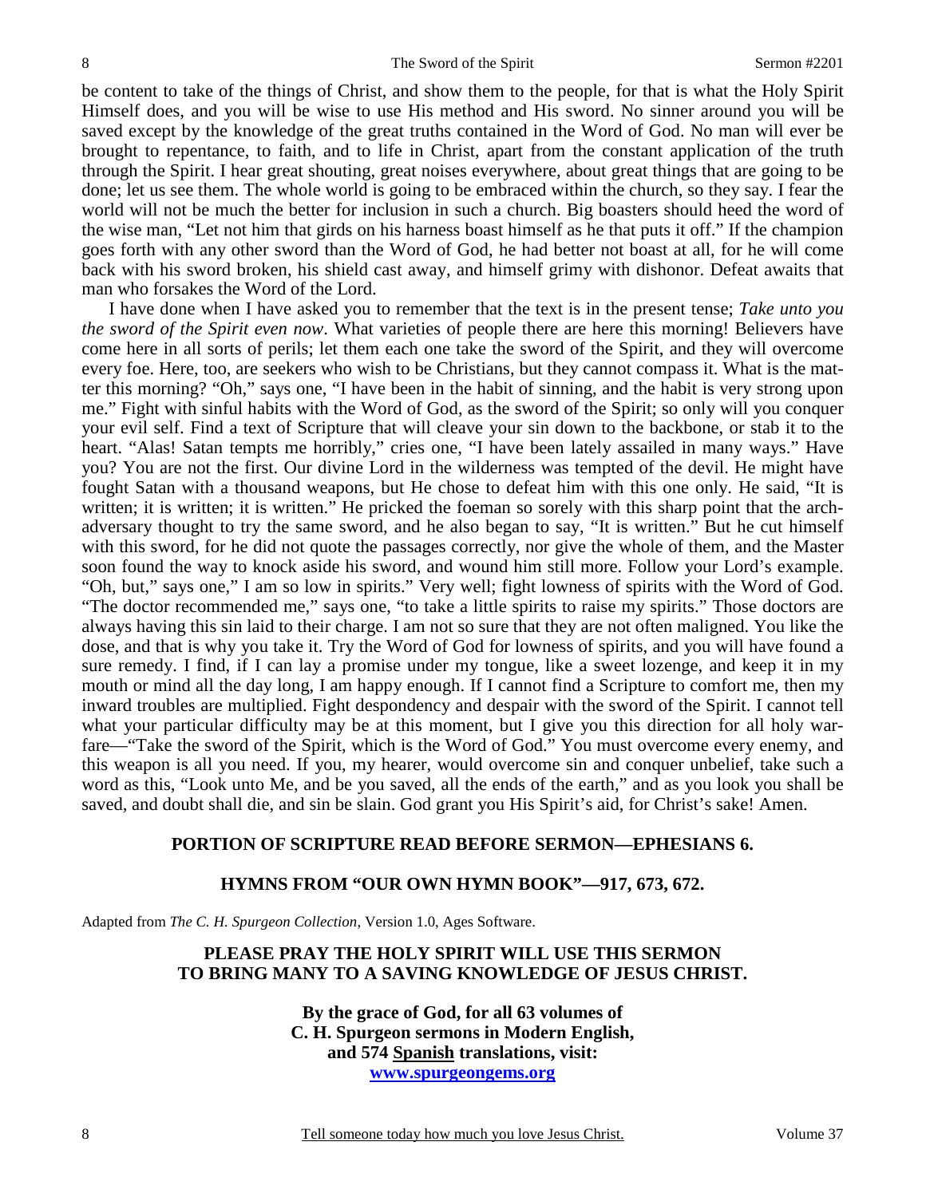be content to take of the things of Christ, and show them to the people, for that is what the Holy Spirit Himself does, and you will be wise to use His method and His sword. No sinner around you will be saved except by the knowledge of the great truths contained in the Word of God. No man will ever be brought to repentance, to faith, and to life in Christ, apart from the constant application of the truth through the Spirit. I hear great shouting, great noises everywhere, about great things that are going to be done; let us see them. The whole world is going to be embraced within the church, so they say. I fear the world will not be much the better for inclusion in such a church. Big boasters should heed the word of the wise man, "Let not him that girds on his harness boast himself as he that puts it off." If the champion goes forth with any other sword than the Word of God, he had better not boast at all, for he will come back with his sword broken, his shield cast away, and himself grimy with dishonor. Defeat awaits that man who forsakes the Word of the Lord.

I have done when I have asked you to remember that the text is in the present tense; *Take unto you the sword of the Spirit even now*. What varieties of people there are here this morning! Believers have come here in all sorts of perils; let them each one take the sword of the Spirit, and they will overcome every foe. Here, too, are seekers who wish to be Christians, but they cannot compass it. What is the matter this morning? "Oh," says one, "I have been in the habit of sinning, and the habit is very strong upon me." Fight with sinful habits with the Word of God, as the sword of the Spirit; so only will you conquer your evil self. Find a text of Scripture that will cleave your sin down to the backbone, or stab it to the heart. "Alas! Satan tempts me horribly," cries one, "I have been lately assailed in many ways." Have you? You are not the first. Our divine Lord in the wilderness was tempted of the devil. He might have fought Satan with a thousand weapons, but He chose to defeat him with this one only. He said, "It is written; it is written; it is written." He pricked the foeman so sorely with this sharp point that the arch-adversary thought to try the same sword, and he also began to say, "It is written." But he cut himself with this sword, for he did not quote the passages correctly, nor give the whole of them, and the Master soon found the way to knock aside his sword, and wound him still more. Follow your Lord's example. "Oh, but," says one," I am so low in spirits." Very well; fight lowness of spirits with the Word of God. "The doctor recommended me," says one, "to take a little spirits to raise my spirits." Those doctors are always having this sin laid to their charge. I am not so sure that they are not often maligned. You like the dose, and that is why you take it. Try the Word of God for lowness of spirits, and you will have found a sure remedy. I find, if I can lay a promise under my tongue, like a sweet lozenge, and keep it in my mouth or mind all the day long, I am happy enough. If I cannot find a Scripture to comfort me, then my inward troubles are multiplied. Fight despondency and despair with the sword of the Spirit. I cannot tell what your particular difficulty may be at this moment, but I give you this direction for all holy warfare—"Take the sword of the Spirit, which is the Word of God." You must overcome every enemy, and this weapon is all you need. If you, my hearer, would overcome sin and conquer unbelief, take such a word as this, "Look unto Me, and be you saved, all the ends of the earth," and as you look you shall be saved, and doubt shall die, and sin be slain. God grant you His Spirit's aid, for Christ's sake! Amen.

**PORTION OF SCRIPTURE READ BEFORE SERMON—EPHESIANS 6.**

**HYMNS FROM "OUR OWN HYMN BOOK"—917, 673, 672.**

Adapted from *The C. H. Spurgeon Collection*, Version 1.0, Ages Software.

**PLEASE PRAY THE HOLY SPIRIT WILL USE THIS SERMON TO BRING MANY TO A SAVING KNOWLEDGE OF JESUS CHRIST.**

**By the grace of God, for all 63 volumes of C. H. Spurgeon sermons in Modern English, and 574 Spanish translations, visit: www.spurgeongems.org**

Tell someone today how much you love Jesus Christ.